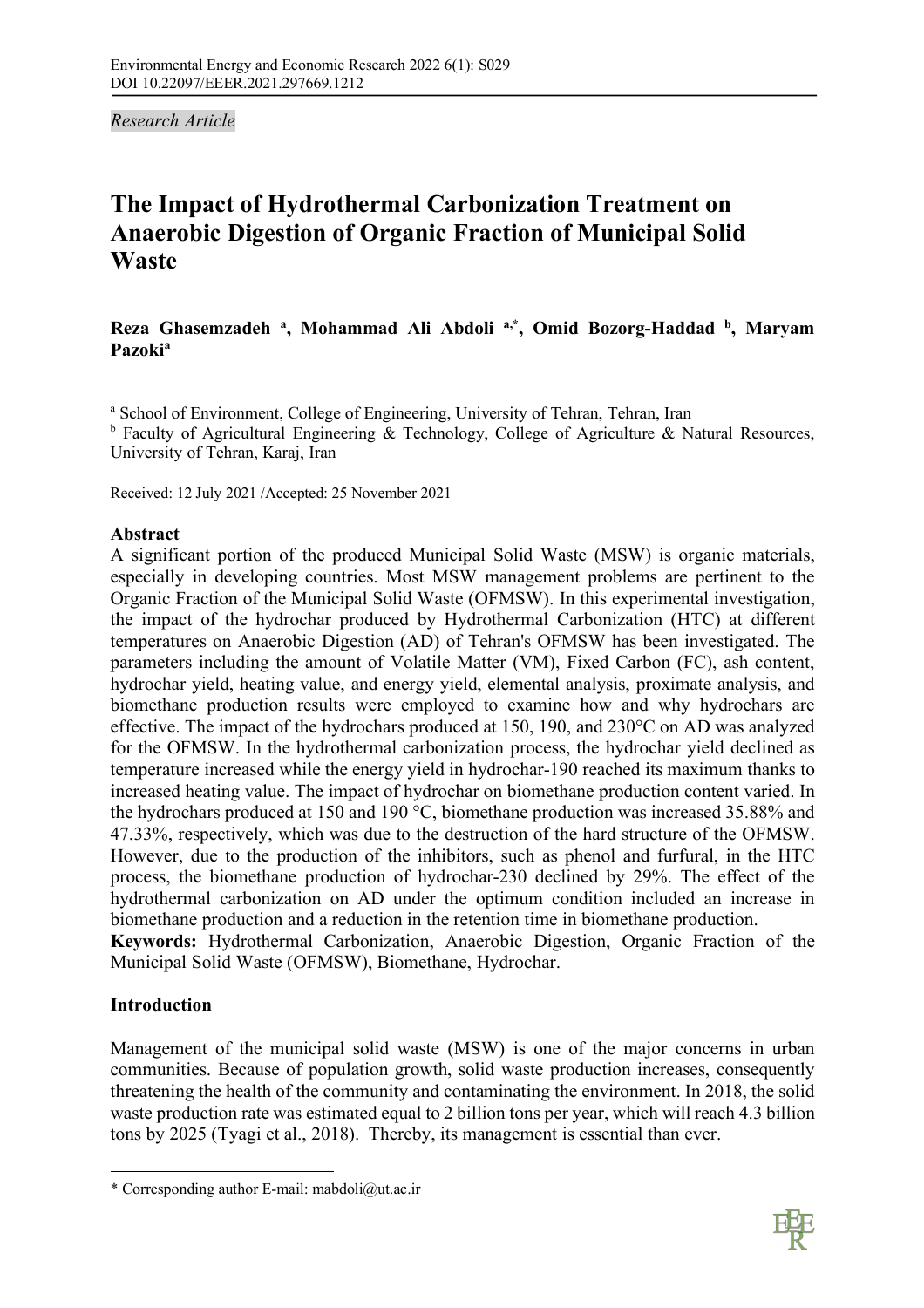*Research Article*

# The Impact of Hydrothermal Carbonization Treatment on Anaerobic Digestion of Organic Fraction of Municipal Solid Waste

**Reza Ghasemzadeh [a], Mohammad Ali Abdoli [a,*], Omid Bozorg-Haddad [b], Maryam Pazoki[a]**

[a] School of Environment, College of Engineering, University of Tehran, Tehran, Iran

[b] Faculty of Agricultural Engineering & Technology, College of Agriculture & Natural Resources, University of Tehran, Karaj, Iran

Received: 12 July 2021 /Accepted: 25 November 2021

## Abstract

A significant portion of the produced Municipal Solid Waste (MSW) is organic materials, especially in developing countries. Most MSW management problems are pertinent to the Organic Fraction of the Municipal Solid Waste (OFMSW). In this experimental investigation, the impact of the hydrochar produced by Hydrothermal Carbonization (HTC) at different temperatures on Anaerobic Digestion (AD) of Tehran's OFMSW has been investigated. The parameters including the amount of Volatile Matter (VM), Fixed Carbon (FC), ash content, hydrochar yield, heating value, and energy yield, elemental analysis, proximate analysis, and biomethane production results were employed to examine how and why hydrochars are effective. The impact of the hydrochars produced at 150, 190, and 230°C on AD was analyzed for the OFMSW. In the hydrothermal carbonization process, the hydrochar yield declined as temperature increased while the energy yield in hydrochar-190 reached its maximum thanks to increased heating value. The impact of hydrochar on biomethane production content varied. In the hydrochars produced at 150 and 190 °C, biomethane production was increased 35.88% and 47.33%, respectively, which was due to the destruction of the hard structure of the OFMSW. However, due to the production of the inhibitors, such as phenol and furfural, in the HTC process, the biomethane production of hydrochar-230 declined by 29%. The effect of the hydrothermal carbonization on AD under the optimum condition included an increase in biomethane production and a reduction in the retention time in biomethane production.

**Keywords:** Hydrothermal Carbonization, Anaerobic Digestion, Organic Fraction of the Municipal Solid Waste (OFMSW), Biomethane, Hydrochar.

## Introduction

Management of the municipal solid waste (MSW) is one of the major concerns in urban communities. Because of population growth, solid waste production increases, consequently threatening the health of the community and contaminating the environment. In 2018, the solid waste production rate was estimated equal to 2 billion tons per year, which will reach 4.3 billion tons by 2025 (Tyagi et al., 2018). Thereby, its management is essential than ever.

---

* Corresponding author E-mail: mabdoli@ut.ac.ir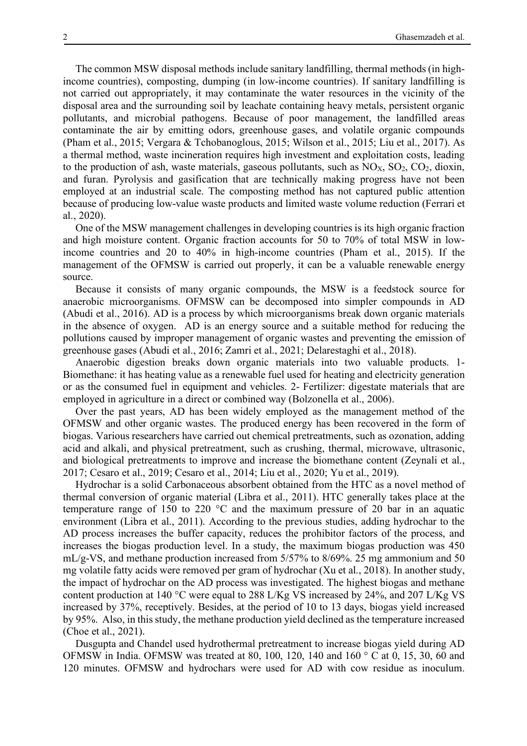The common MSW disposal methods include sanitary landfilling, thermal methods (in high-income countries), composting, dumping (in low-income countries). If sanitary landfilling is not carried out appropriately, it may contaminate the water resources in the vicinity of the disposal area and the surrounding soil by leachate containing heavy metals, persistent organic pollutants, and microbial pathogens. Because of poor management, the landfilled areas contaminate the air by emitting odors, greenhouse gases, and volatile organic compounds (Pham et al., 2015; Vergara & Tchobanoglous, 2015; Wilson et al., 2015; Liu et al., 2017). As a thermal method, waste incineration requires high investment and exploitation costs, leading to the production of ash, waste materials, gaseous pollutants, such as $NO_X$, $SO_2$, $CO_2$, dioxin, and furan. Pyrolysis and gasification that are technically making progress have not been employed at an industrial scale. The composting method has not captured public attention because of producing low-value waste products and limited waste volume reduction (Ferrari et al., 2020).

One of the MSW management challenges in developing countries is its high organic fraction and high moisture content. Organic fraction accounts for 50 to 70% of total MSW in low-income countries and 20 to 40% in high-income countries (Pham et al., 2015). If the management of the OFMSW is carried out properly, it can be a valuable renewable energy source.

Because it consists of many organic compounds, the MSW is a feedstock source for anaerobic microorganisms. OFMSW can be decomposed into simpler compounds in AD (Abudi et al., 2016). AD is a process by which microorganisms break down organic materials in the absence of oxygen. AD is an energy source and a suitable method for reducing the pollutions caused by improper management of organic wastes and preventing the emission of greenhouse gases (Abudi et al., 2016; Zamri et al., 2021; Delarestaghi et al., 2018).

Anaerobic digestion breaks down organic materials into two valuable products. 1- Biomethane: it has heating value as a renewable fuel used for heating and electricity generation or as the consumed fuel in equipment and vehicles. 2- Fertilizer: digestate materials that are employed in agriculture in a direct or combined way (Bolzonella et al., 2006).

Over the past years, AD has been widely employed as the management method of the OFMSW and other organic wastes. The produced energy has been recovered in the form of biogas. Various researchers have carried out chemical pretreatments, such as ozonation, adding acid and alkali, and physical pretreatment, such as crushing, thermal, microwave, ultrasonic, and biological pretreatments to improve and increase the biomethane content (Zeynali et al., 2017; Cesaro et al., 2019; Cesaro et al., 2014; Liu et al., 2020; Yu et al., 2019).

Hydrochar is a solid Carbonaceous absorbent obtained from the HTC as a novel method of thermal conversion of organic material (Libra et al., 2011). HTC generally takes place at the temperature range of 150 to 220 °C and the maximum pressure of 20 bar in an aquatic environment (Libra et al., 2011). According to the previous studies, adding hydrochar to the AD process increases the buffer capacity, reduces the prohibitor factors of the process, and increases the biogas production level. In a study, the maximum biogas production was 450 mL/g-VS, and methane production increased from 5/57% to 8/69%. 25 mg ammonium and 50 mg volatile fatty acids were removed per gram of hydrochar (Xu et al., 2018). In another study, the impact of hydrochar on the AD process was investigated. The highest biogas and methane content production at 140 °C were equal to 288 L/Kg VS increased by 24%, and 207 L/Kg VS increased by 37%, receptively. Besides, at the period of 10 to 13 days, biogas yield increased by 95%. Also, in this study, the methane production yield declined as the temperature increased (Choe et al., 2021).

Dusgupta and Chandel used hydrothermal pretreatment to increase biogas yield during AD OFMSW in India. OFMSW was treated at 80, 100, 120, 140 and 160 ° C at 0, 15, 30, 60 and 120 minutes. OFMSW and hydrochars were used for AD with cow residue as inoculum.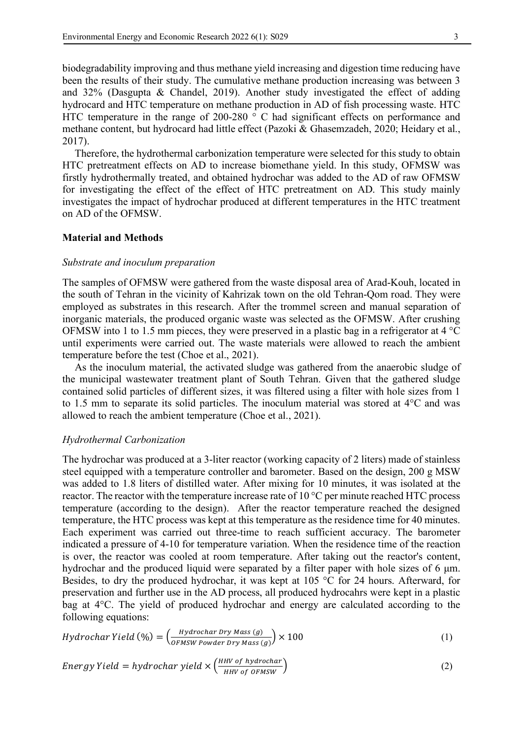biodegradability improving and thus methane yield increasing and digestion time reducing have been the results of their study. The cumulative methane production increasing was between 3 and 32% (Dasgupta & Chandel, 2019). Another study investigated the effect of adding hydrocard and HTC temperature on methane production in AD of fish processing waste. HTC HTC temperature in the range of 200-280 ° C had significant effects on performance and methane content, but hydrocard had little effect (Pazoki & Ghasemzadeh, 2020; Heidary et al., 2017).

Therefore, the hydrothermal carbonization temperature were selected for this study to obtain HTC pretreatment effects on AD to increase biomethane yield. In this study, OFMSW was firstly hydrothermally treated, and obtained hydrochar was added to the AD of raw OFMSW for investigating the effect of the effect of HTC pretreatment on AD. This study mainly investigates the impact of hydrochar produced at different temperatures in the HTC treatment on AD of the OFMSW.

## Material and Methods

### *Substrate and inoculum preparation*

The samples of OFMSW were gathered from the waste disposal area of Arad-Kouh, located in the south of Tehran in the vicinity of Kahrizak town on the old Tehran-Qom road. They were employed as substrates in this research. After the trommel screen and manual separation of inorganic materials, the produced organic waste was selected as the OFMSW. After crushing OFMSW into 1 to 1.5 mm pieces, they were preserved in a plastic bag in a refrigerator at 4 °C until experiments were carried out. The waste materials were allowed to reach the ambient temperature before the test (Choe et al., 2021).

As the inoculum material, the activated sludge was gathered from the anaerobic sludge of the municipal wastewater treatment plant of South Tehran. Given that the gathered sludge contained solid particles of different sizes, it was filtered using a filter with hole sizes from 1 to 1.5 mm to separate its solid particles. The inoculum material was stored at 4°C and was allowed to reach the ambient temperature (Choe et al., 2021).

### *Hydrothermal Carbonization*

The hydrochar was produced at a 3-liter reactor (working capacity of 2 liters) made of stainless steel equipped with a temperature controller and barometer. Based on the design, 200 g MSW was added to 1.8 liters of distilled water. After mixing for 10 minutes, it was isolated at the reactor. The reactor with the temperature increase rate of 10 °C per minute reached HTC process temperature (according to the design). After the reactor temperature reached the designed temperature, the HTC process was kept at this temperature as the residence time for 40 minutes. Each experiment was carried out three-time to reach sufficient accuracy. The barometer indicated a pressure of 4-10 for temperature variation. When the residence time of the reaction is over, the reactor was cooled at room temperature. After taking out the reactor's content, hydrochar and the produced liquid were separated by a filter paper with hole sizes of 6 μm. Besides, to dry the produced hydrochar, it was kept at 105 °C for 24 hours. Afterward, for preservation and further use in the AD process, all produced hydrocahrs were kept in a plastic bag at 4°C. The yield of produced hydrochar and energy are calculated according to the following equations:

$$Hydrochar\ Yield\ (\%) = \left(\frac{Hydrochar\ Dry\ Mass\ (g)}{OFMSW\ Powder\ Dry\ Mass\ (g)}\right) \times 100 \tag{1}$$

$$Energy\ Yield = hydrochar\ yield \times \left(\frac{HHV\ of\ hydrochar}{HHV\ of\ OFMSW}\right) \tag{2}$$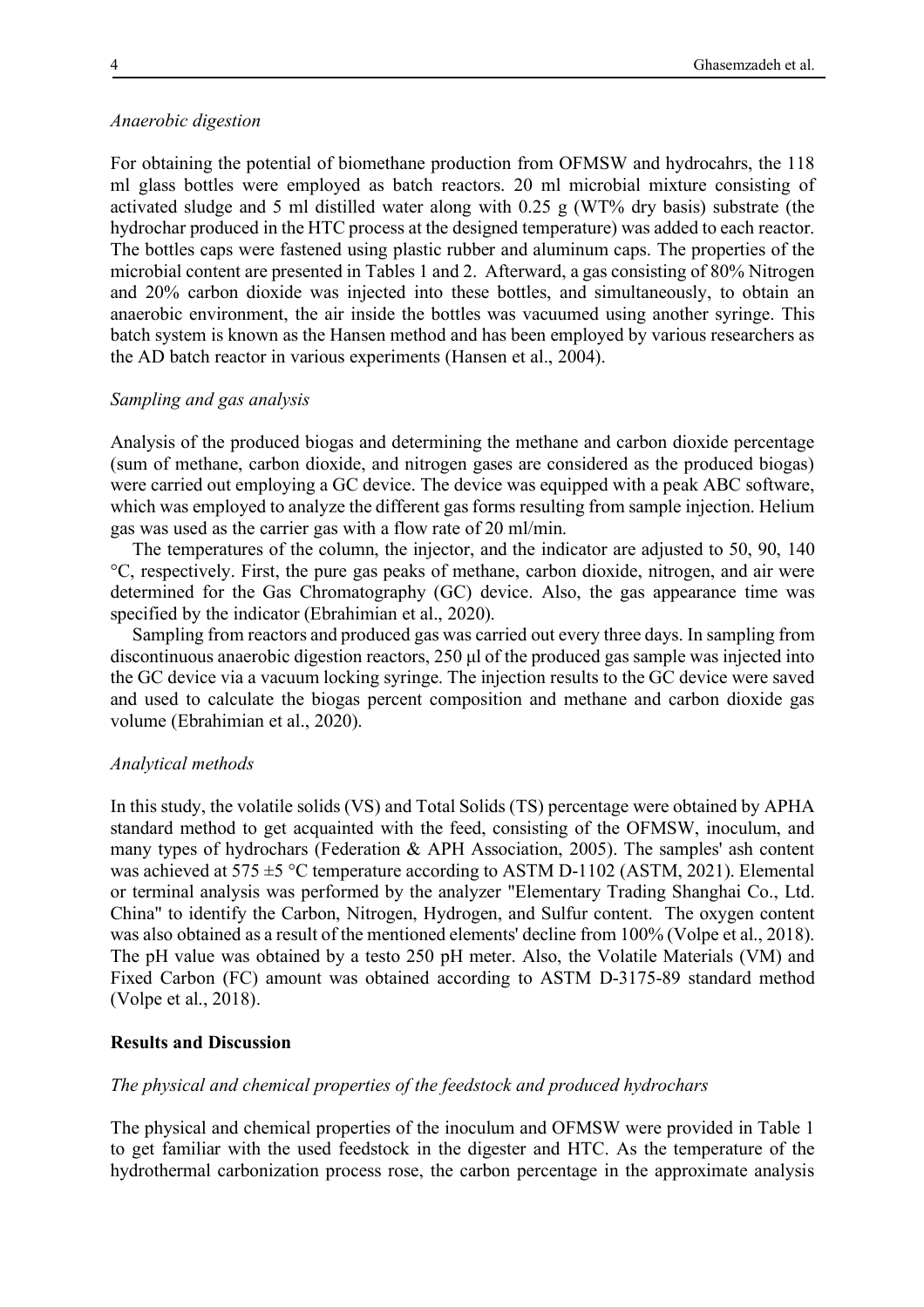*Anaerobic digestion*

For obtaining the potential of biomethane production from OFMSW and hydrocahrs, the 118 ml glass bottles were employed as batch reactors. 20 ml microbial mixture consisting of activated sludge and 5 ml distilled water along with 0.25 g (WT% dry basis) substrate (the hydrochar produced in the HTC process at the designed temperature) was added to each reactor. The bottles caps were fastened using plastic rubber and aluminum caps. The properties of the microbial content are presented in Tables 1 and 2. Afterward, a gas consisting of 80% Nitrogen and 20% carbon dioxide was injected into these bottles, and simultaneously, to obtain an anaerobic environment, the air inside the bottles was vacuumed using another syringe. This batch system is known as the Hansen method and has been employed by various researchers as the AD batch reactor in various experiments (Hansen et al., 2004).

*Sampling and gas analysis*

Analysis of the produced biogas and determining the methane and carbon dioxide percentage (sum of methane, carbon dioxide, and nitrogen gases are considered as the produced biogas) were carried out employing a GC device. The device was equipped with a peak ABC software, which was employed to analyze the different gas forms resulting from sample injection. Helium gas was used as the carrier gas with a flow rate of 20 ml/min.

The temperatures of the column, the injector, and the indicator are adjusted to 50, 90, 140 °C, respectively. First, the pure gas peaks of methane, carbon dioxide, nitrogen, and air were determined for the Gas Chromatography (GC) device. Also, the gas appearance time was specified by the indicator (Ebrahimian et al., 2020).

Sampling from reactors and produced gas was carried out every three days. In sampling from discontinuous anaerobic digestion reactors, 250 μl of the produced gas sample was injected into the GC device via a vacuum locking syringe. The injection results to the GC device were saved and used to calculate the biogas percent composition and methane and carbon dioxide gas volume (Ebrahimian et al., 2020).

*Analytical methods*

In this study, the volatile solids (VS) and Total Solids (TS) percentage were obtained by APHA standard method to get acquainted with the feed, consisting of the OFMSW, inoculum, and many types of hydrochars (Federation & APH Association, 2005). The samples' ash content was achieved at 575 ±5 °C temperature according to ASTM D-1102 (ASTM, 2021). Elemental or terminal analysis was performed by the analyzer "Elementary Trading Shanghai Co., Ltd. China" to identify the Carbon, Nitrogen, Hydrogen, and Sulfur content. The oxygen content was also obtained as a result of the mentioned elements' decline from 100% (Volpe et al., 2018). The pH value was obtained by a testo 250 pH meter. Also, the Volatile Materials (VM) and Fixed Carbon (FC) amount was obtained according to ASTM D-3175-89 standard method (Volpe et al., 2018).

## Results and Discussion

*The physical and chemical properties of the feedstock and produced hydrochars*

The physical and chemical properties of the inoculum and OFMSW were provided in Table 1 to get familiar with the used feedstock in the digester and HTC. As the temperature of the hydrothermal carbonization process rose, the carbon percentage in the approximate analysis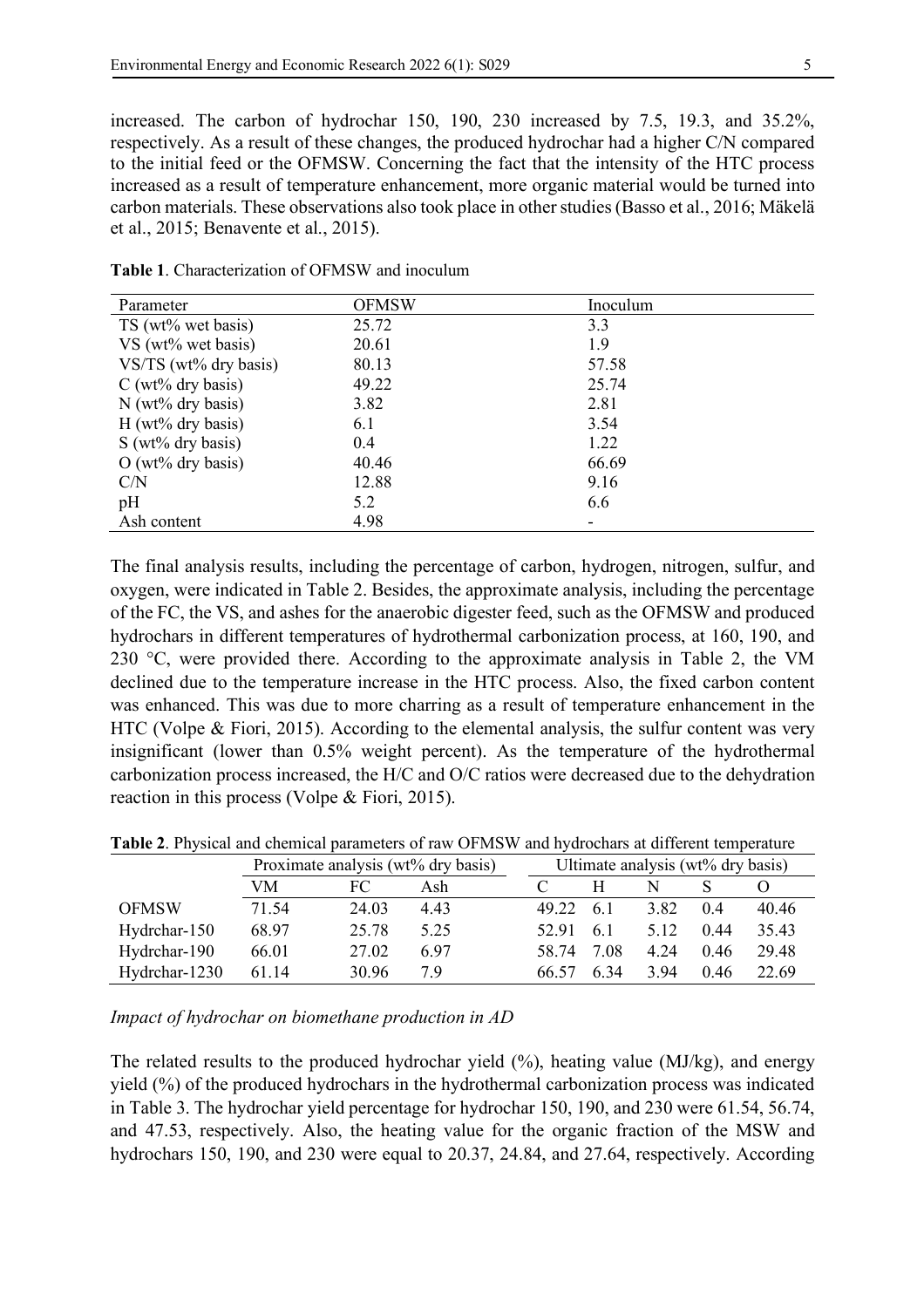increased. The carbon of hydrochar 150, 190, 230 increased by 7.5, 19.3, and 35.2%, respectively. As a result of these changes, the produced hydrochar had a higher C/N compared to the initial feed or the OFMSW. Concerning the fact that the intensity of the HTC process increased as a result of temperature enhancement, more organic material would be turned into carbon materials. These observations also took place in other studies (Basso et al., 2016; Mäkelä et al., 2015; Benavente et al., 2015).

**Table 1**. Characterization of OFMSW and inoculum

| Parameter | OFMSW | Inoculum |
|---|---|---|
| TS (wt% wet basis) | 25.72 | 3.3 |
| VS (wt% wet basis) | 20.61 | 1.9 |
| VS/TS (wt% dry basis) | 80.13 | 57.58 |
| C (wt% dry basis) | 49.22 | 25.74 |
| N (wt% dry basis) | 3.82 | 2.81 |
| H (wt% dry basis) | 6.1 | 3.54 |
| S (wt% dry basis) | 0.4 | 1.22 |
| O (wt% dry basis) | 40.46 | 66.69 |
| C/N | 12.88 | 9.16 |
| pH | 5.2 | 6.6 |
| Ash content | 4.98 | - |

The final analysis results, including the percentage of carbon, hydrogen, nitrogen, sulfur, and oxygen, were indicated in Table 2. Besides, the approximate analysis, including the percentage of the FC, the VS, and ashes for the anaerobic digester feed, such as the OFMSW and produced hydrochars in different temperatures of hydrothermal carbonization process, at 160, 190, and 230 °C, were provided there. According to the approximate analysis in Table 2, the VM declined due to the temperature increase in the HTC process. Also, the fixed carbon content was enhanced. This was due to more charring as a result of temperature enhancement in the HTC (Volpe & Fiori, 2015). According to the elemental analysis, the sulfur content was very insignificant (lower than 0.5% weight percent). As the temperature of the hydrothermal carbonization process increased, the H/C and O/C ratios were decreased due to the dehydration reaction in this process (Volpe & Fiori, 2015).

**Table 2**. Physical and chemical parameters of raw OFMSW and hydrochars at different temperature

| | Proximate analysis (wt% dry basis) | | | Ultimate analysis (wt% dry basis) | | | | |
|---|---|---|---|---|---|---|---|---|
| | VM | FC | Ash | C | H | N | S | O |
| OFMSW | 71.54 | 24.03 | 4.43 | 49.22 | 6.1 | 3.82 | 0.4 | 40.46 |
| Hydrchar-150 | 68.97 | 25.78 | 5.25 | 52.91 | 6.1 | 5.12 | 0.44 | 35.43 |
| Hydrchar-190 | 66.01 | 27.02 | 6.97 | 58.74 | 7.08 | 4.24 | 0.46 | 29.48 |
| Hydrchar-1230 | 61.14 | 30.96 | 7.9 | 66.57 | 6.34 | 3.94 | 0.46 | 22.69 |

*Impact of hydrochar on biomethane production in AD*

The related results to the produced hydrochar yield (%), heating value (MJ/kg), and energy yield (%) of the produced hydrochars in the hydrothermal carbonization process was indicated in Table 3. The hydrochar yield percentage for hydrochar 150, 190, and 230 were 61.54, 56.74, and 47.53, respectively. Also, the heating value for the organic fraction of the MSW and hydrochars 150, 190, and 230 were equal to 20.37, 24.84, and 27.64, respectively. According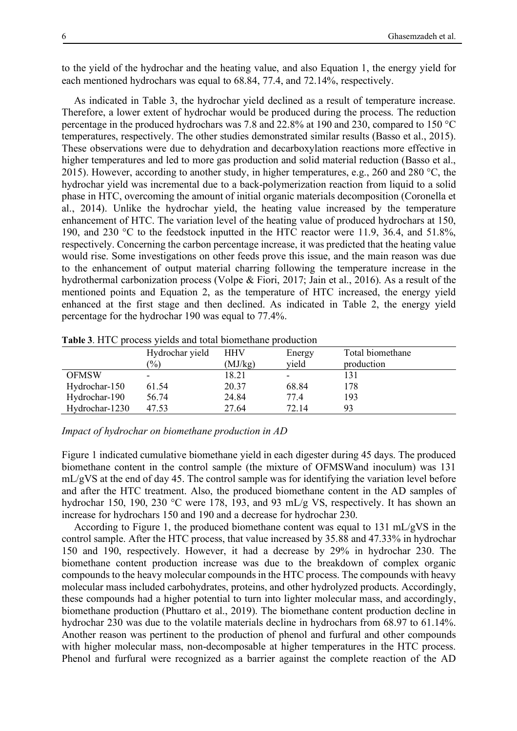to the yield of the hydrochar and the heating value, and also Equation 1, the energy yield for each mentioned hydrochars was equal to 68.84, 77.4, and 72.14%, respectively.

As indicated in Table 3, the hydrochar yield declined as a result of temperature increase. Therefore, a lower extent of hydrochar would be produced during the process. The reduction percentage in the produced hydrochars was 7.8 and 22.8% at 190 and 230, compared to 150 °C temperatures, respectively. The other studies demonstrated similar results (Basso et al., 2015). These observations were due to dehydration and decarboxylation reactions more effective in higher temperatures and led to more gas production and solid material reduction (Basso et al., 2015). However, according to another study, in higher temperatures, e.g., 260 and 280 °C, the hydrochar yield was incremental due to a back-polymerization reaction from liquid to a solid phase in HTC, overcoming the amount of initial organic materials decomposition (Coronella et al., 2014). Unlike the hydrochar yield, the heating value increased by the temperature enhancement of HTC. The variation level of the heating value of produced hydrochars at 150, 190, and 230 °C to the feedstock inputted in the HTC reactor were 11.9, 36.4, and 51.8%, respectively. Concerning the carbon percentage increase, it was predicted that the heating value would rise. Some investigations on other feeds prove this issue, and the main reason was due to the enhancement of output material charring following the temperature increase in the hydrothermal carbonization process (Volpe & Fiori, 2017; Jain et al., 2016). As a result of the mentioned points and Equation 2, as the temperature of HTC increased, the energy yield enhanced at the first stage and then declined. As indicated in Table 2, the energy yield percentage for the hydrochar 190 was equal to 77.4%.

**Table 3**. HTC process yields and total biomethane production

| | Hydrochar yield (%) | HHV (MJ/kg) | Energy yield | Total biomethane production |
|---|---|---|---|---|
| OFMSW | - | 18.21 | - | 131 |
| Hydrochar-150 | 61.54 | 20.37 | 68.84 | 178 |
| Hydrochar-190 | 56.74 | 24.84 | 77.4 | 193 |
| Hydrochar-1230 | 47.53 | 27.64 | 72.14 | 93 |

*Impact of hydrochar on biomethane production in AD*

Figure 1 indicated cumulative biomethane yield in each digester during 45 days. The produced biomethane content in the control sample (the mixture of OFMSWand inoculum) was 131 mL/gVS at the end of day 45. The control sample was for identifying the variation level before and after the HTC treatment. Also, the produced biomethane content in the AD samples of hydrochar 150, 190, 230 °C were 178, 193, and 93 mL/g VS, respectively. It has shown an increase for hydrochars 150 and 190 and a decrease for hydrochar 230.

According to Figure 1, the produced biomethane content was equal to 131 mL/gVS in the control sample. After the HTC process, that value increased by 35.88 and 47.33% in hydrochar 150 and 190, respectively. However, it had a decrease by 29% in hydrochar 230. The biomethane content production increase was due to the breakdown of complex organic compounds to the heavy molecular compounds in the HTC process. The compounds with heavy molecular mass included carbohydrates, proteins, and other hydrolyzed products. Accordingly, these compounds had a higher potential to turn into lighter molecular mass, and accordingly, biomethane production (Phuttaro et al., 2019). The biomethane content production decline in hydrochar 230 was due to the volatile materials decline in hydrochars from 68.97 to 61.14%. Another reason was pertinent to the production of phenol and furfural and other compounds with higher molecular mass, non-decomposable at higher temperatures in the HTC process. Phenol and furfural were recognized as a barrier against the complete reaction of the AD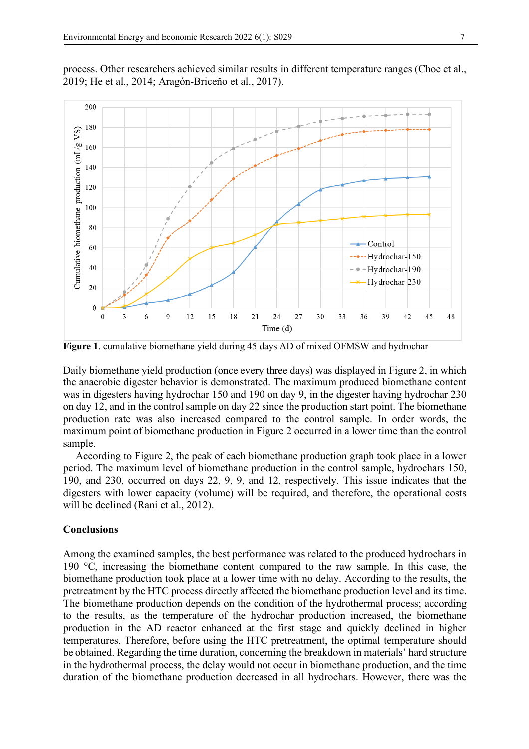process. Other researchers achieved similar results in different temperature ranges (Choe et al., 2019; He et al., 2014; Aragón-Briceño et al., 2017).

**Figure 1**. cumulative biomethane yield during 45 days AD of mixed OFMSW and hydrochar

Daily biomethane yield production (once every three days) was displayed in Figure 2, in which the anaerobic digester behavior is demonstrated. The maximum produced biomethane content was in digesters having hydrochar 150 and 190 on day 9, in the digester having hydrochar 230 on day 12, and in the control sample on day 22 since the production start point. The biomethane production rate was also increased compared to the control sample. In order words, the maximum point of biomethane production in Figure 2 occurred in a lower time than the control sample.

According to Figure 2, the peak of each biomethane production graph took place in a lower period. The maximum level of biomethane production in the control sample, hydrochars 150, 190, and 230, occurred on days 22, 9, 9, and 12, respectively. This issue indicates that the digesters with lower capacity (volume) will be required, and therefore, the operational costs will be declined (Rani et al., 2012).

## Conclusions

Among the examined samples, the best performance was related to the produced hydrochars in 190 °C, increasing the biomethane content compared to the raw sample. In this case, the biomethane production took place at a lower time with no delay. According to the results, the pretreatment by the HTC process directly affected the biomethane production level and its time. The biomethane production depends on the condition of the hydrothermal process; according to the results, as the temperature of the hydrochar production increased, the biomethane production in the AD reactor enhanced at the first stage and quickly declined in higher temperatures. Therefore, before using the HTC pretreatment, the optimal temperature should be obtained. Regarding the time duration, concerning the breakdown in materials' hard structure in the hydrothermal process, the delay would not occur in biomethane production, and the time duration of the biomethane production decreased in all hydrochars. However, there was the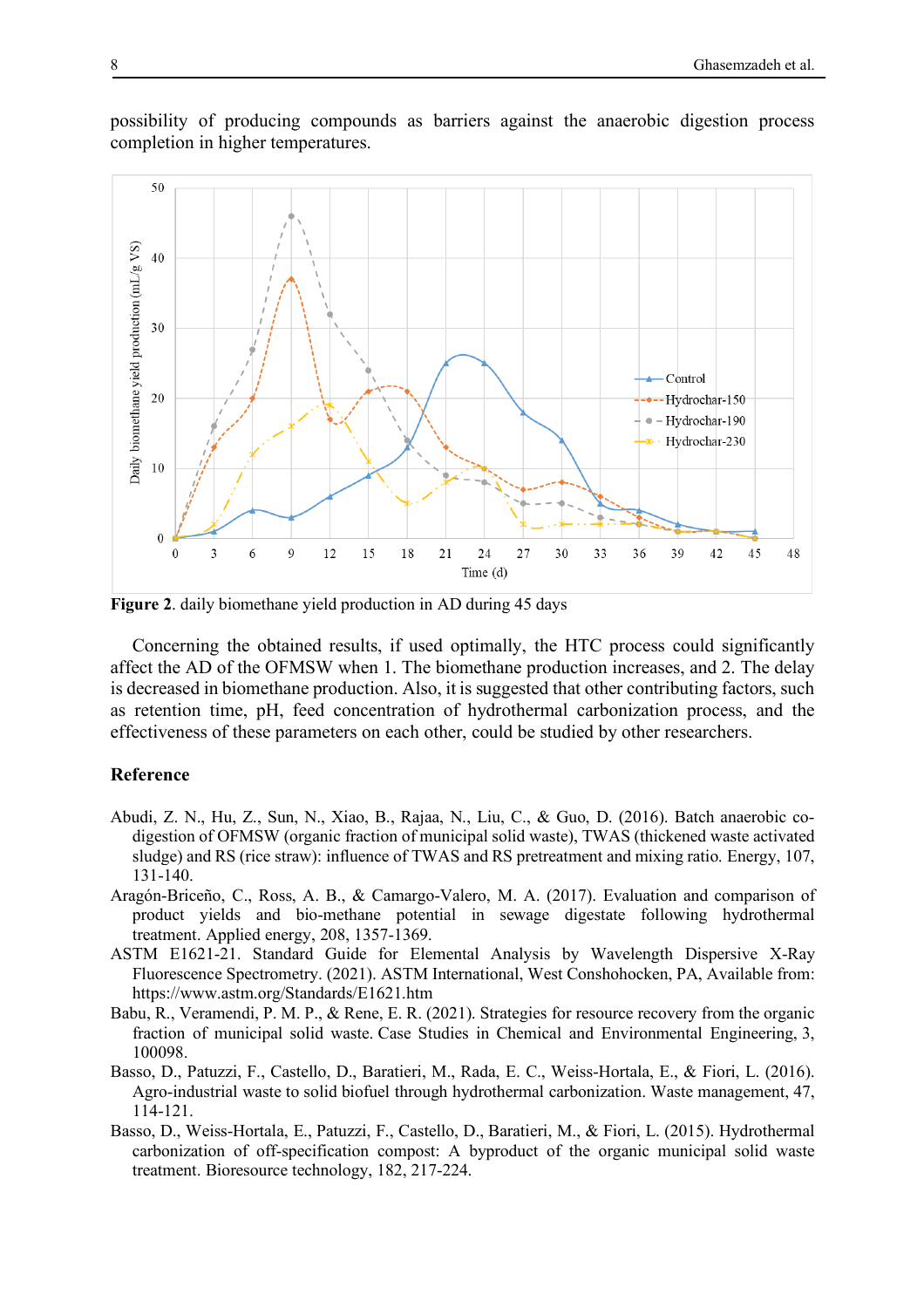possibility of producing compounds as barriers against the anaerobic digestion process completion in higher temperatures.

**Figure 2**. daily biomethane yield production in AD during 45 days

Concerning the obtained results, if used optimally, the HTC process could significantly affect the AD of the OFMSW when 1. The biomethane production increases, and 2. The delay is decreased in biomethane production. Also, it is suggested that other contributing factors, such as retention time, pH, feed concentration of hydrothermal carbonization process, and the effectiveness of these parameters on each other, could be studied by other researchers.

## Reference

Abudi, Z. N., Hu, Z., Sun, N., Xiao, B., Rajaa, N., Liu, C., & Guo, D. (2016). Batch anaerobic co-digestion of OFMSW (organic fraction of municipal solid waste), TWAS (thickened waste activated sludge) and RS (rice straw): influence of TWAS and RS pretreatment and mixing ratio. Energy, 107, 131-140.

Aragón-Briceño, C., Ross, A. B., & Camargo-Valero, M. A. (2017). Evaluation and comparison of product yields and bio-methane potential in sewage digestate following hydrothermal treatment. Applied energy, 208, 1357-1369.

ASTM E1621-21. Standard Guide for Elemental Analysis by Wavelength Dispersive X-Ray Fluorescence Spectrometry. (2021). ASTM International, West Conshohocken, PA, Available from: https://www.astm.org/Standards/E1621.htm

Babu, R., Veramendi, P. M. P., & Rene, E. R. (2021). Strategies for resource recovery from the organic fraction of municipal solid waste. Case Studies in Chemical and Environmental Engineering, 3, 100098.

Basso, D., Patuzzi, F., Castello, D., Baratieri, M., Rada, E. C., Weiss-Hortala, E., & Fiori, L. (2016). Agro-industrial waste to solid biofuel through hydrothermal carbonization. Waste management, 47, 114-121.

Basso, D., Weiss-Hortala, E., Patuzzi, F., Castello, D., Baratieri, M., & Fiori, L. (2015). Hydrothermal carbonization of off-specification compost: A byproduct of the organic municipal solid waste treatment. Bioresource technology, 182, 217-224.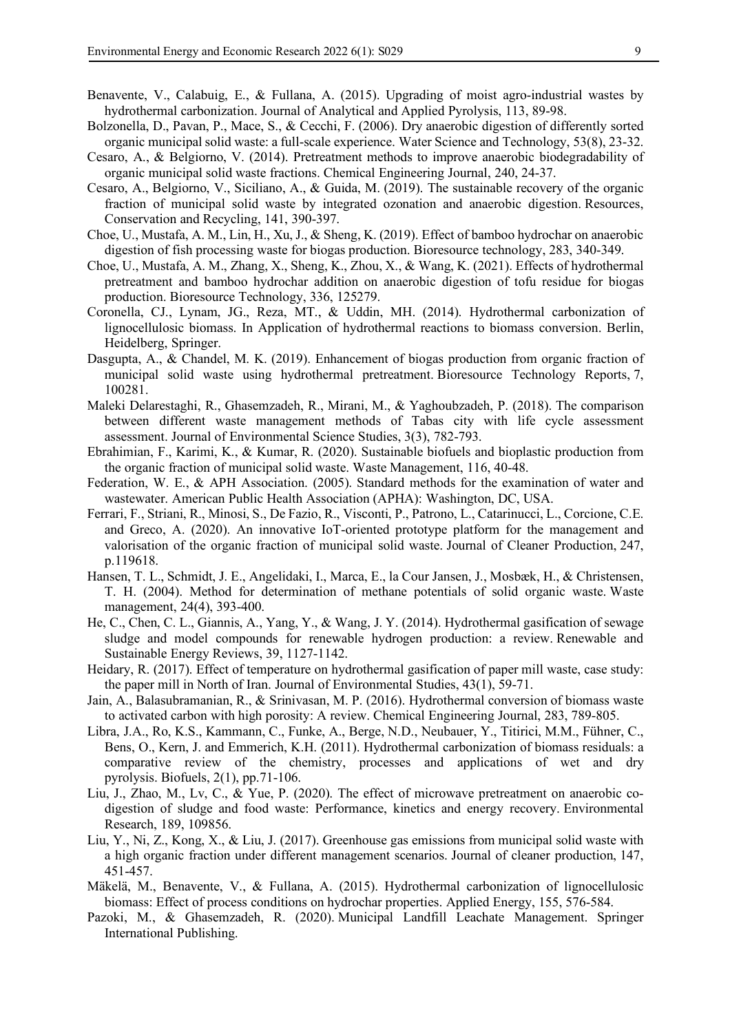Benavente, V., Calabuig, E., & Fullana, A. (2015). Upgrading of moist agro-industrial wastes by hydrothermal carbonization. Journal of Analytical and Applied Pyrolysis, 113, 89-98.

Bolzonella, D., Pavan, P., Mace, S., & Cecchi, F. (2006). Dry anaerobic digestion of differently sorted organic municipal solid waste: a full-scale experience. Water Science and Technology, 53(8), 23-32.

Cesaro, A., & Belgiorno, V. (2014). Pretreatment methods to improve anaerobic biodegradability of organic municipal solid waste fractions. Chemical Engineering Journal, 240, 24-37.

Cesaro, A., Belgiorno, V., Siciliano, A., & Guida, M. (2019). The sustainable recovery of the organic fraction of municipal solid waste by integrated ozonation and anaerobic digestion. Resources, Conservation and Recycling, 141, 390-397.

Choe, U., Mustafa, A. M., Lin, H., Xu, J., & Sheng, K. (2019). Effect of bamboo hydrochar on anaerobic digestion of fish processing waste for biogas production. Bioresource technology, 283, 340-349.

Choe, U., Mustafa, A. M., Zhang, X., Sheng, K., Zhou, X., & Wang, K. (2021). Effects of hydrothermal pretreatment and bamboo hydrochar addition on anaerobic digestion of tofu residue for biogas production. Bioresource Technology, 336, 125279.

Coronella, CJ., Lynam, JG., Reza, MT., & Uddin, MH. (2014). Hydrothermal carbonization of lignocellulosic biomass. In Application of hydrothermal reactions to biomass conversion. Berlin, Heidelberg, Springer.

Dasgupta, A., & Chandel, M. K. (2019). Enhancement of biogas production from organic fraction of municipal solid waste using hydrothermal pretreatment. Bioresource Technology Reports, 7, 100281.

Maleki Delarestaghi, R., Ghasemzadeh, R., Mirani, M., & Yaghoubzadeh, P. (2018). The comparison between different waste management methods of Tabas city with life cycle assessment assessment. Journal of Environmental Science Studies, 3(3), 782-793.

Ebrahimian, F., Karimi, K., & Kumar, R. (2020). Sustainable biofuels and bioplastic production from the organic fraction of municipal solid waste. Waste Management, 116, 40-48.

Federation, W. E., & APH Association. (2005). Standard methods for the examination of water and wastewater. American Public Health Association (APHA): Washington, DC, USA.

Ferrari, F., Striani, R., Minosi, S., De Fazio, R., Visconti, P., Patrono, L., Catarinucci, L., Corcione, C.E. and Greco, A. (2020). An innovative IoT-oriented prototype platform for the management and valorisation of the organic fraction of municipal solid waste. Journal of Cleaner Production, 247, p.119618.

Hansen, T. L., Schmidt, J. E., Angelidaki, I., Marca, E., la Cour Jansen, J., Mosbæk, H., & Christensen, T. H. (2004). Method for determination of methane potentials of solid organic waste. Waste management, 24(4), 393-400.

He, C., Chen, C. L., Giannis, A., Yang, Y., & Wang, J. Y. (2014). Hydrothermal gasification of sewage sludge and model compounds for renewable hydrogen production: a review. Renewable and Sustainable Energy Reviews, 39, 1127-1142.

Heidary, R. (2017). Effect of temperature on hydrothermal gasification of paper mill waste, case study: the paper mill in North of Iran. Journal of Environmental Studies, 43(1), 59-71.

Jain, A., Balasubramanian, R., & Srinivasan, M. P. (2016). Hydrothermal conversion of biomass waste to activated carbon with high porosity: A review. Chemical Engineering Journal, 283, 789-805.

Libra, J.A., Ro, K.S., Kammann, C., Funke, A., Berge, N.D., Neubauer, Y., Titirici, M.M., Fühner, C., Bens, O., Kern, J. and Emmerich, K.H. (2011). Hydrothermal carbonization of biomass residuals: a comparative review of the chemistry, processes and applications of wet and dry pyrolysis. Biofuels, 2(1), pp.71-106.

Liu, J., Zhao, M., Lv, C., & Yue, P. (2020). The effect of microwave pretreatment on anaerobic co-digestion of sludge and food waste: Performance, kinetics and energy recovery. Environmental Research, 189, 109856.

Liu, Y., Ni, Z., Kong, X., & Liu, J. (2017). Greenhouse gas emissions from municipal solid waste with a high organic fraction under different management scenarios. Journal of cleaner production, 147, 451-457.

Mäkelä, M., Benavente, V., & Fullana, A. (2015). Hydrothermal carbonization of lignocellulosic biomass: Effect of process conditions on hydrochar properties. Applied Energy, 155, 576-584.

Pazoki, M., & Ghasemzadeh, R. (2020). Municipal Landfill Leachate Management. Springer International Publishing.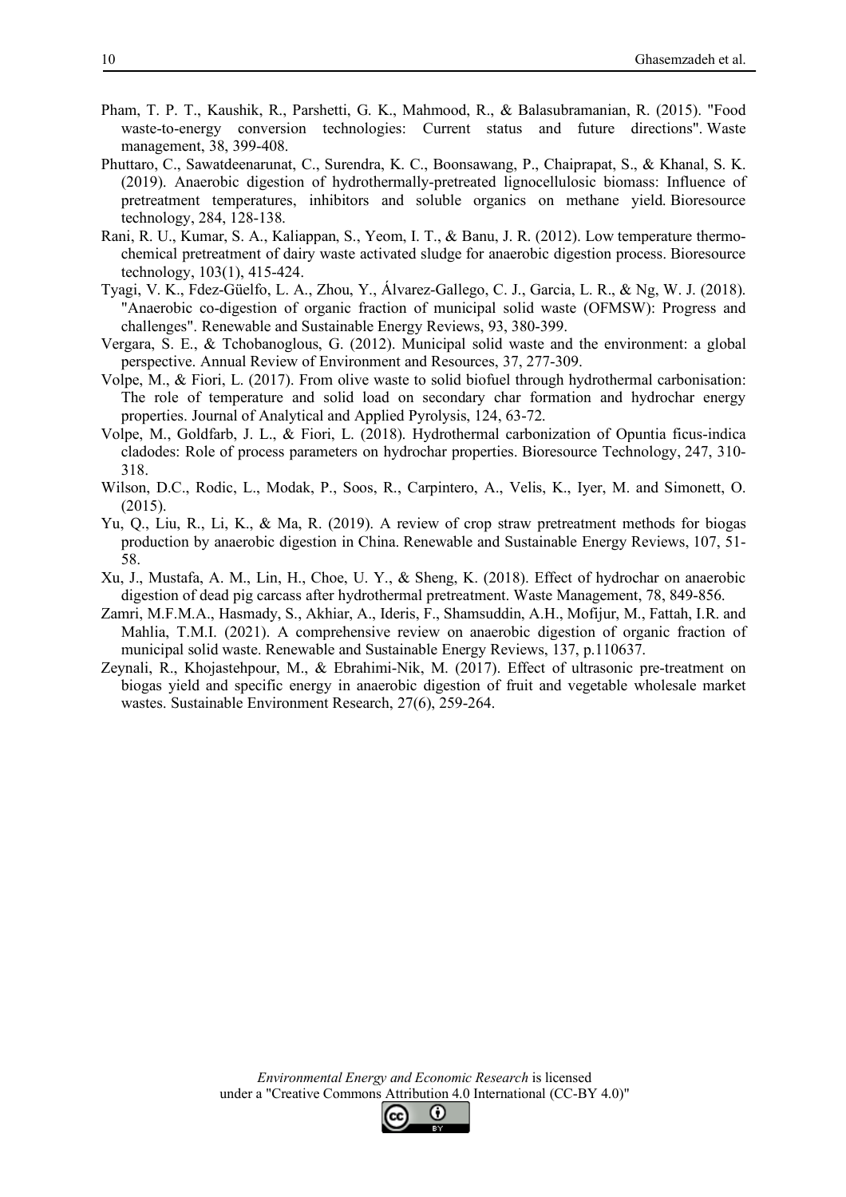Pham, T. P. T., Kaushik, R., Parshetti, G. K., Mahmood, R., & Balasubramanian, R. (2015). "Food waste-to-energy conversion technologies: Current status and future directions". Waste management, 38, 399-408.

Phuttaro, C., Sawatdeenarunat, C., Surendra, K. C., Boonsawang, P., Chaiprapat, S., & Khanal, S. K. (2019). Anaerobic digestion of hydrothermally-pretreated lignocellulosic biomass: Influence of pretreatment temperatures, inhibitors and soluble organics on methane yield. Bioresource technology, 284, 128-138.

Rani, R. U., Kumar, S. A., Kaliappan, S., Yeom, I. T., & Banu, J. R. (2012). Low temperature thermo-chemical pretreatment of dairy waste activated sludge for anaerobic digestion process. Bioresource technology, 103(1), 415-424.

Tyagi, V. K., Fdez-Güelfo, L. A., Zhou, Y., Álvarez-Gallego, C. J., Garcia, L. R., & Ng, W. J. (2018). "Anaerobic co-digestion of organic fraction of municipal solid waste (OFMSW): Progress and challenges". Renewable and Sustainable Energy Reviews, 93, 380-399.

Vergara, S. E., & Tchobanoglous, G. (2012). Municipal solid waste and the environment: a global perspective. Annual Review of Environment and Resources, 37, 277-309.

Volpe, M., & Fiori, L. (2017). From olive waste to solid biofuel through hydrothermal carbonisation: The role of temperature and solid load on secondary char formation and hydrochar energy properties. Journal of Analytical and Applied Pyrolysis, 124, 63-72.

Volpe, M., Goldfarb, J. L., & Fiori, L. (2018). Hydrothermal carbonization of Opuntia ficus-indica cladodes: Role of process parameters on hydrochar properties. Bioresource Technology, 247, 310-318.

Wilson, D.C., Rodic, L., Modak, P., Soos, R., Carpintero, A., Velis, K., Iyer, M. and Simonett, O. (2015).

Yu, Q., Liu, R., Li, K., & Ma, R. (2019). A review of crop straw pretreatment methods for biogas production by anaerobic digestion in China. Renewable and Sustainable Energy Reviews, 107, 51-58.

Xu, J., Mustafa, A. M., Lin, H., Choe, U. Y., & Sheng, K. (2018). Effect of hydrochar on anaerobic digestion of dead pig carcass after hydrothermal pretreatment. Waste Management, 78, 849-856.

Zamri, M.F.M.A., Hasmady, S., Akhiar, A., Ideris, F., Shamsuddin, A.H., Mofijur, M., Fattah, I.R. and Mahlia, T.M.I. (2021). A comprehensive review on anaerobic digestion of organic fraction of municipal solid waste. Renewable and Sustainable Energy Reviews, 137, p.110637.

Zeynali, R., Khojastehpour, M., & Ebrahimi-Nik, M. (2017). Effect of ultrasonic pre-treatment on biogas yield and specific energy in anaerobic digestion of fruit and vegetable wholesale market wastes. Sustainable Environment Research, 27(6), 259-264.

*Environmental Energy and Economic Research* is licensed under a "Creative Commons Attribution 4.0 International (CC-BY 4.0)"